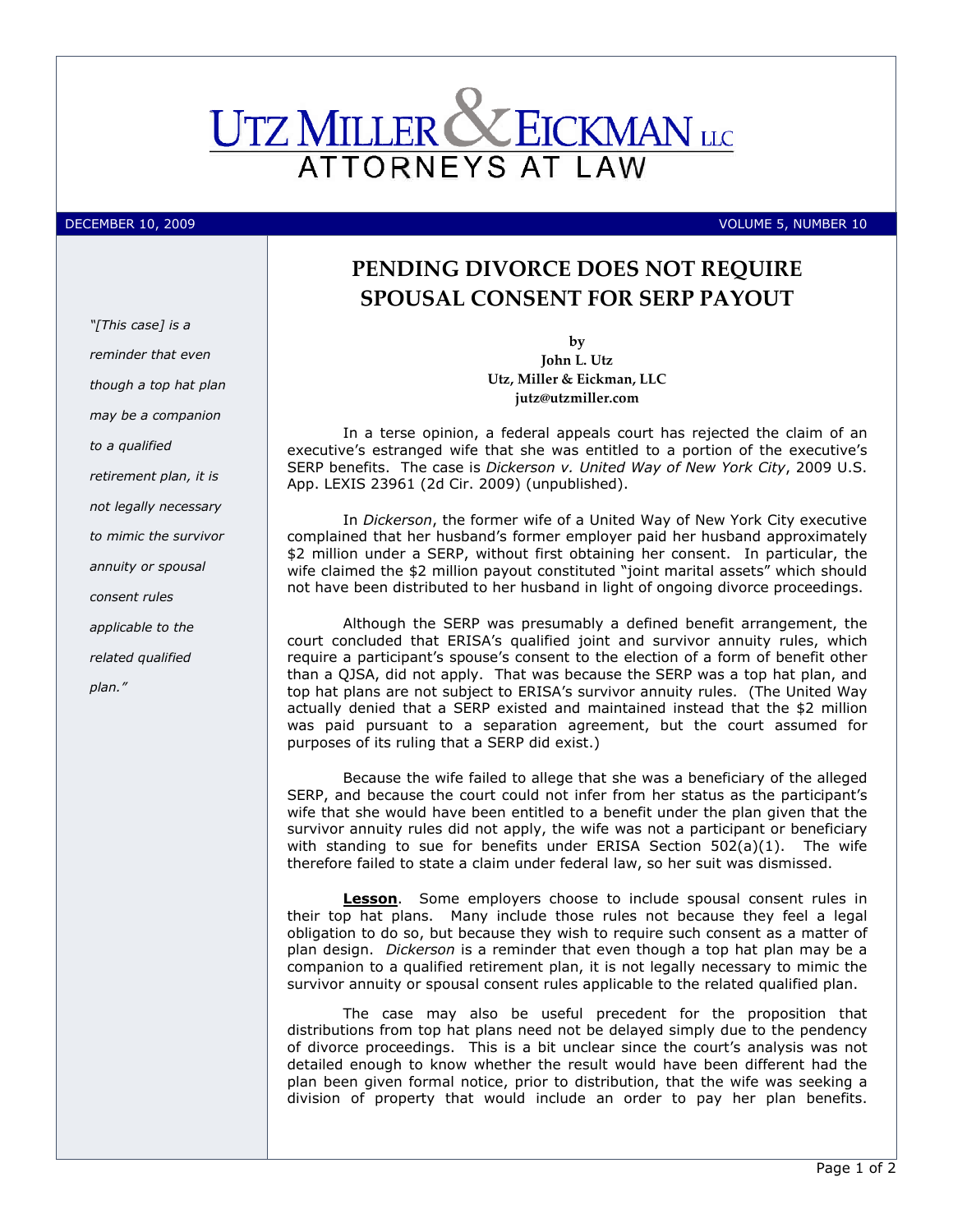# UTZ MILLER & EICKMAN LLC
ATTORNEYS AT LAW

DECEMBER 10, 2009 VOLUME 5, NUMBER 10

## PENDING DIVORCE DOES NOT REQUIRE SPOUSAL CONSENT FOR SERP PAYOUT

**by**
**John L. Utz**
**Utz, Miller & Eickman, LLC**
**jutz@utzmiller.com**

*"[This case] is a reminder that even though a top hat plan may be a companion to a qualified retirement plan, it is not legally necessary to mimic the survivor annuity or spousal consent rules applicable to the related qualified plan."*

In a terse opinion, a federal appeals court has rejected the claim of an executive's estranged wife that she was entitled to a portion of the executive's SERP benefits. The case is *Dickerson v. United Way of New York City*, 2009 U.S. App. LEXIS 23961 (2d Cir. 2009) (unpublished).

In *Dickerson*, the former wife of a United Way of New York City executive complained that her husband's former employer paid her husband approximately $2 million under a SERP, without first obtaining her consent. In particular, the wife claimed the $2 million payout constituted "joint marital assets" which should not have been distributed to her husband in light of ongoing divorce proceedings.

Although the SERP was presumably a defined benefit arrangement, the court concluded that ERISA's qualified joint and survivor annuity rules, which require a participant's spouse's consent to the election of a form of benefit other than a QJSA, did not apply. That was because the SERP was a top hat plan, and top hat plans are not subject to ERISA's survivor annuity rules. (The United Way actually denied that a SERP existed and maintained instead that the $2 million was paid pursuant to a separation agreement, but the court assumed for purposes of its ruling that a SERP did exist.)

Because the wife failed to allege that she was a beneficiary of the alleged SERP, and because the court could not infer from her status as the participant's wife that she would have been entitled to a benefit under the plan given that the survivor annuity rules did not apply, the wife was not a participant or beneficiary with standing to sue for benefits under ERISA Section 502(a)(1). The wife therefore failed to state a claim under federal law, so her suit was dismissed.

**Lesson**. Some employers choose to include spousal consent rules in their top hat plans. Many include those rules not because they feel a legal obligation to do so, but because they wish to require such consent as a matter of plan design. *Dickerson* is a reminder that even though a top hat plan may be a companion to a qualified retirement plan, it is not legally necessary to mimic the survivor annuity or spousal consent rules applicable to the related qualified plan.

The case may also be useful precedent for the proposition that distributions from top hat plans need not be delayed simply due to the pendency of divorce proceedings. This is a bit unclear since the court's analysis was not detailed enough to know whether the result would have been different had the plan been given formal notice, prior to distribution, that the wife was seeking a division of property that would include an order to pay her plan benefits.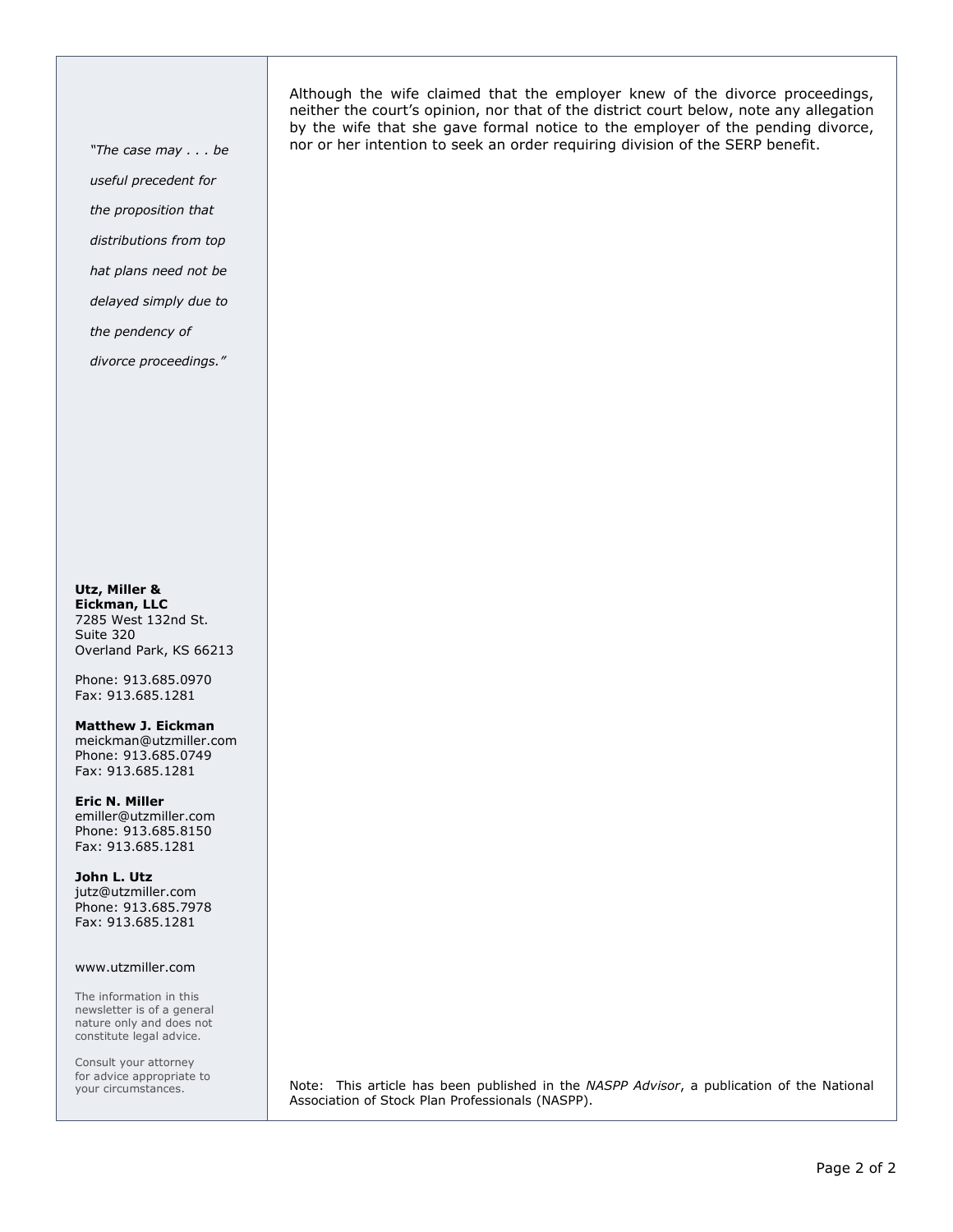Although the wife claimed that the employer knew of the divorce proceedings, neither the court's opinion, nor that of the district court below, note any allegation by the wife that she gave formal notice to the employer of the pending divorce, nor or her intention to seek an order requiring division of the SERP benefit.

*"The case may . . . be useful precedent for the proposition that distributions from top hat plans need not be delayed simply due to the pendency of divorce proceedings."*

Note: This article has been published in the *NASPP Advisor*, a publication of the National Association of Stock Plan Professionals (NASPP).

**Utz, Miller & Eickman, LLC**
7285 West 132nd St.
Suite 320
Overland Park, KS 66213

Phone: 913.685.0970
Fax: 913.685.1281

**Matthew J. Eickman**
meickman@utzmiller.com
Phone: 913.685.0749
Fax: 913.685.1281

**Eric N. Miller**
emiller@utzmiller.com
Phone: 913.685.8150
Fax: 913.685.1281

**John L. Utz**
jutz@utzmiller.com
Phone: 913.685.7978
Fax: 913.685.1281

www.utzmiller.com

The information in this newsletter is of a general nature only and does not constitute legal advice.

Consult your attorney for advice appropriate to your circumstances.